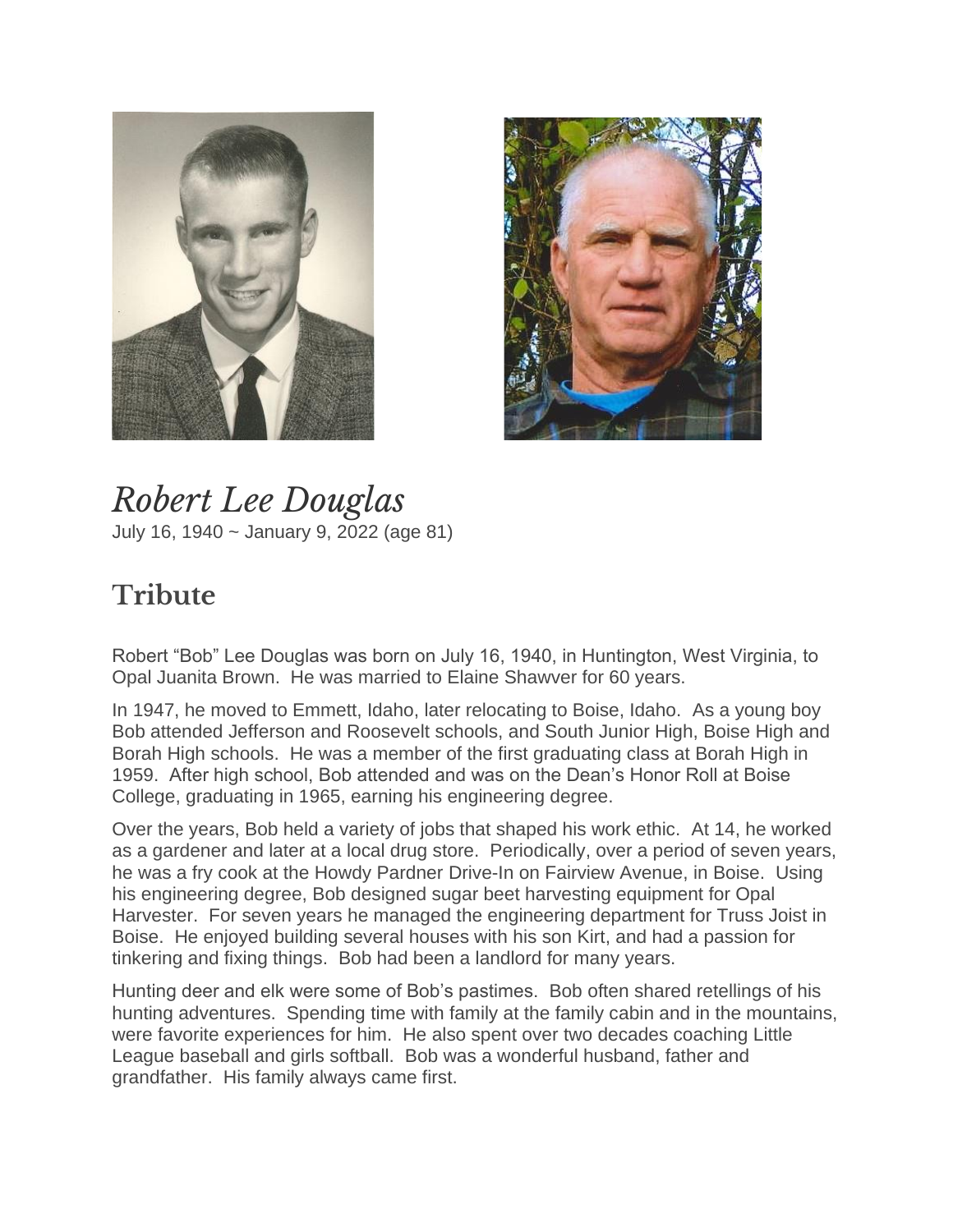# *Robert Lee Douglas*

July 16, 1940 ~ January 9, 2022 (age 81)

## Tribute

Robert "Bob" Lee Douglas was born on July 16, 1940, in Huntington, West Virginia, to Opal Juanita Brown. He was married to Elaine Shawver for 60 years.

In 1947, he moved to Emmett, Idaho, later relocating to Boise, Idaho. As a young boy Bob attended Jefferson and Roosevelt schools, and South Junior High, Boise High and Borah High schools. He was a member of the first graduating class at Borah High in 1959. After high school, Bob attended and was on the Dean's Honor Roll at Boise College, graduating in 1965, earning his engineering degree.

Over the years, Bob held a variety of jobs that shaped his work ethic. At 14, he worked as a gardener and later at a local drug store. Periodically, over a period of seven years, he was a fry cook at the Howdy Pardner Drive-In on Fairview Avenue, in Boise. Using his engineering degree, Bob designed sugar beet harvesting equipment for Opal Harvester. For seven years he managed the engineering department for Truss Joist in Boise. He enjoyed building several houses with his son Kirt, and had a passion for tinkering and fixing things. Bob had been a landlord for many years.

Hunting deer and elk were some of Bob's pastimes. Bob often shared retellings of his hunting adventures. Spending time with family at the family cabin and in the mountains, were favorite experiences for him. He also spent over two decades coaching Little League baseball and girls softball. Bob was a wonderful husband, father and grandfather. His family always came first.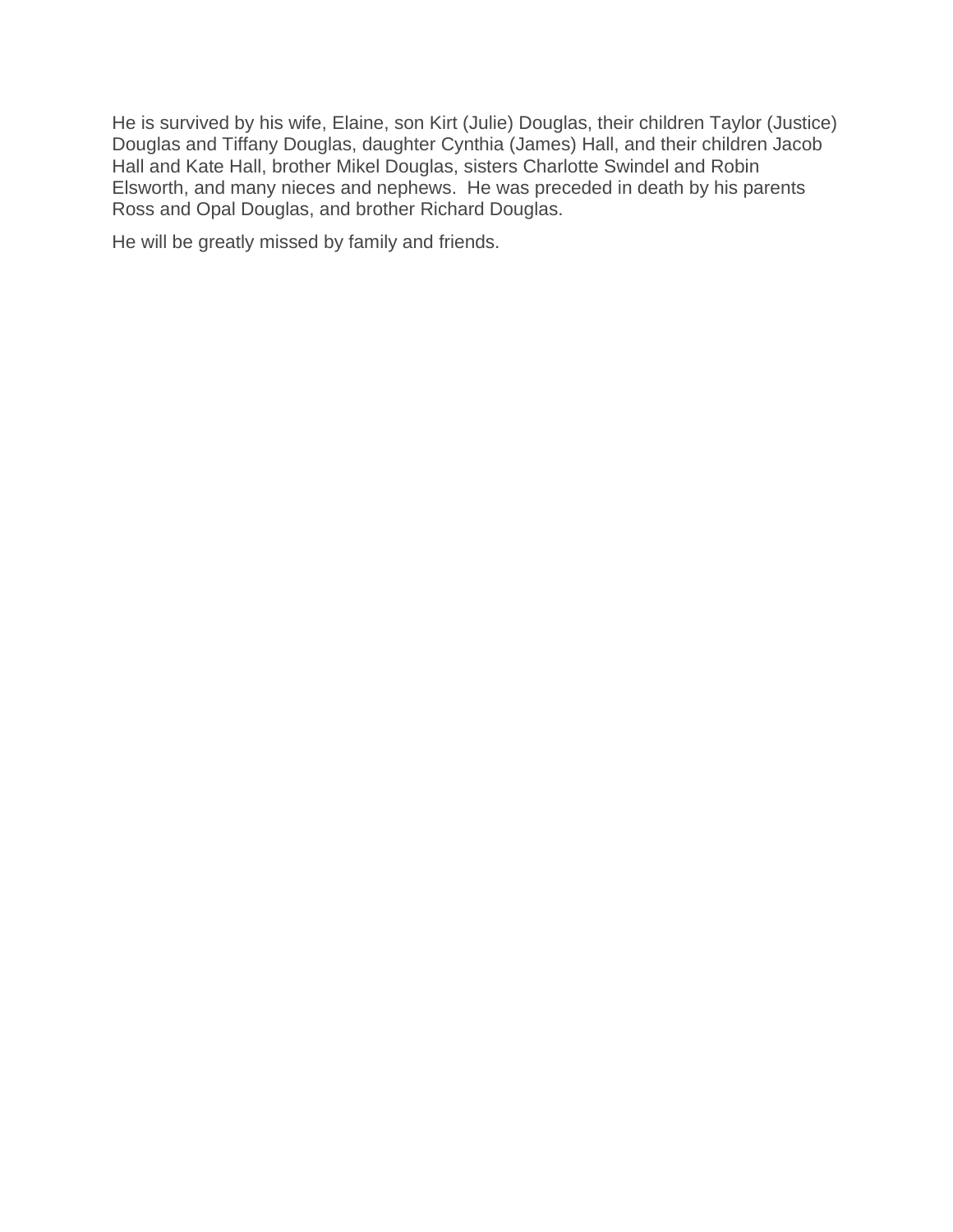He is survived by his wife, Elaine, son Kirt (Julie) Douglas, their children Taylor (Justice) Douglas and Tiffany Douglas, daughter Cynthia (James) Hall, and their children Jacob Hall and Kate Hall, brother Mikel Douglas, sisters Charlotte Swindel and Robin Elsworth, and many nieces and nephews. He was preceded in death by his parents Ross and Opal Douglas, and brother Richard Douglas.

He will be greatly missed by family and friends.